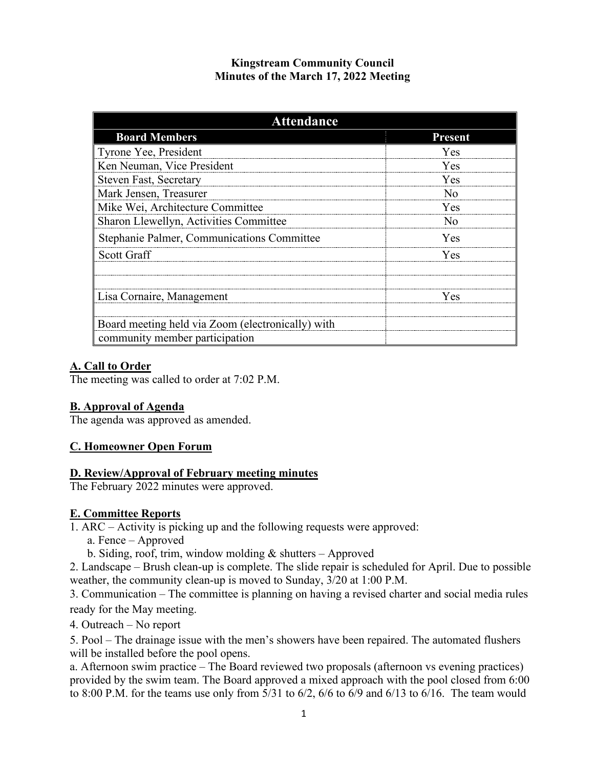**Kingstream Community Council**
**Minutes of the March 17, 2022 Meeting**

| Attendance | |
|---|---|
| **Board Members** | **Present** |
| Tyrone Yee, President | Yes |
| Ken Neuman, Vice President | Yes |
| Steven Fast, Secretary | Yes |
| Mark Jensen, Treasurer | No |
| Mike Wei, Architecture Committee | Yes |
| Sharon Llewellyn, Activities Committee | No |
| Stephanie Palmer, Communications Committee | Yes |
| Scott Graff | Yes |
| | |
| | |
| Lisa Cornaire, Management | Yes |
| | |
| Board meeting held via Zoom (electronically) with community member participation | |

## A. Call to Order

The meeting was called to order at 7:02 P.M.

## B. Approval of Agenda

The agenda was approved as amended.

## C. Homeowner Open Forum

## D. Review/Approval of February meeting minutes

The February 2022 minutes were approved.

## E. Committee Reports

1. ARC – Activity is picking up and the following requests were approved:
   a. Fence – Approved
   b. Siding, roof, trim, window molding & shutters – Approved
2. Landscape – Brush clean-up is complete. The slide repair is scheduled for April. Due to possible weather, the community clean-up is moved to Sunday, 3/20 at 1:00 P.M.
3. Communication – The committee is planning on having a revised charter and social media rules ready for the May meeting.
4. Outreach – No report
5. Pool – The drainage issue with the men's showers have been repaired. The automated flushers will be installed before the pool opens.

a. Afternoon swim practice – The Board reviewed two proposals (afternoon vs evening practices) provided by the swim team. The Board approved a mixed approach with the pool closed from 6:00 to 8:00 P.M. for the teams use only from 5/31 to 6/2, 6/6 to 6/9 and 6/13 to 6/16. The team would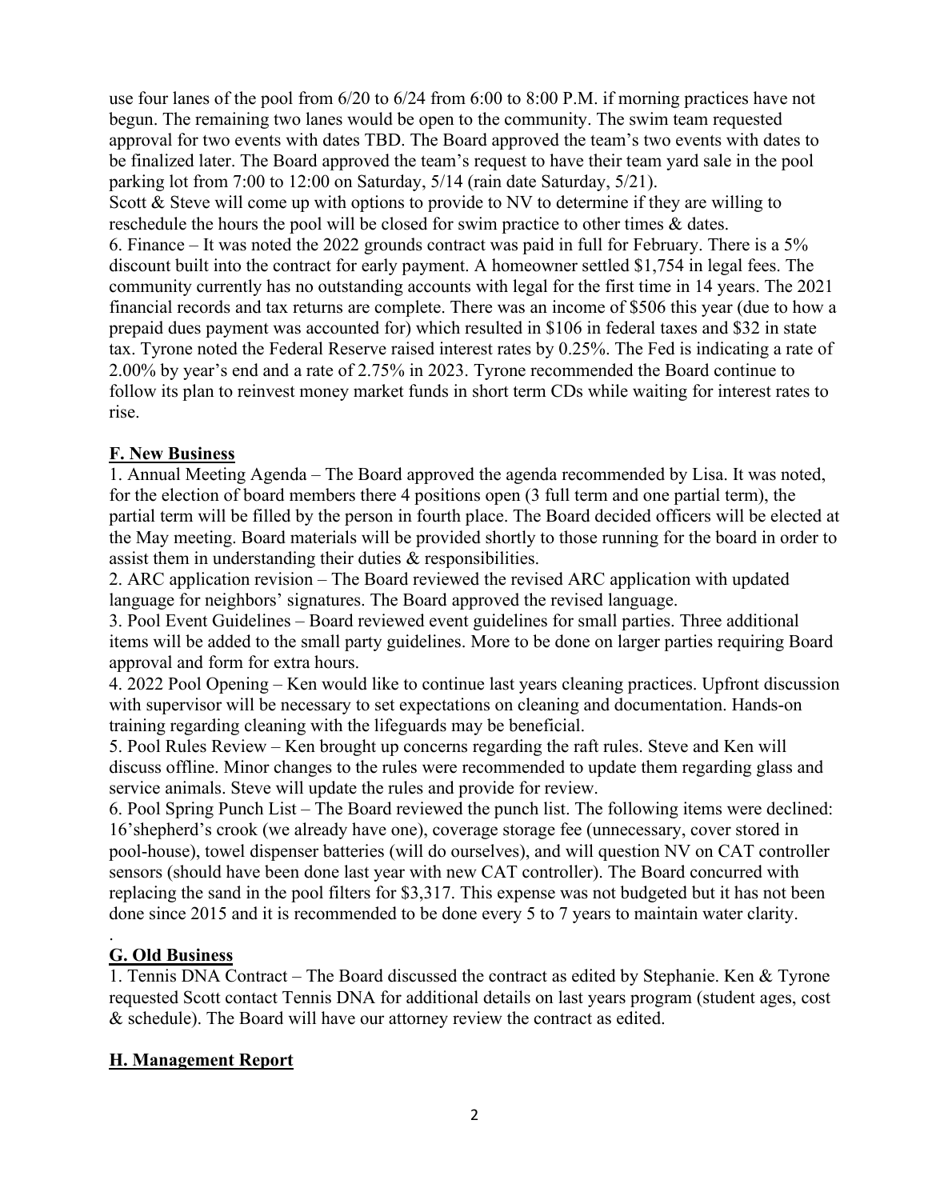use four lanes of the pool from 6/20 to 6/24 from 6:00 to 8:00 P.M. if morning practices have not begun. The remaining two lanes would be open to the community. The swim team requested approval for two events with dates TBD. The Board approved the team's two events with dates to be finalized later. The Board approved the team's request to have their team yard sale in the pool parking lot from 7:00 to 12:00 on Saturday, 5/14 (rain date Saturday, 5/21).
Scott & Steve will come up with options to provide to NV to determine if they are willing to reschedule the hours the pool will be closed for swim practice to other times & dates.
6. Finance – It was noted the 2022 grounds contract was paid in full for February. There is a 5% discount built into the contract for early payment. A homeowner settled $1,754 in legal fees. The community currently has no outstanding accounts with legal for the first time in 14 years. The 2021 financial records and tax returns are complete. There was an income of $506 this year (due to how a prepaid dues payment was accounted for) which resulted in $106 in federal taxes and $32 in state tax. Tyrone noted the Federal Reserve raised interest rates by 0.25%. The Fed is indicating a rate of 2.00% by year's end and a rate of 2.75% in 2023. Tyrone recommended the Board continue to follow its plan to reinvest money market funds in short term CDs while waiting for interest rates to rise.

**F. New Business**

1. Annual Meeting Agenda – The Board approved the agenda recommended by Lisa. It was noted, for the election of board members there 4 positions open (3 full term and one partial term), the partial term will be filled by the person in fourth place. The Board decided officers will be elected at the May meeting. Board materials will be provided shortly to those running for the board in order to assist them in understanding their duties & responsibilities.
2. ARC application revision – The Board reviewed the revised ARC application with updated language for neighbors' signatures. The Board approved the revised language.
3. Pool Event Guidelines – Board reviewed event guidelines for small parties. Three additional items will be added to the small party guidelines. More to be done on larger parties requiring Board approval and form for extra hours.
4. 2022 Pool Opening – Ken would like to continue last years cleaning practices. Upfront discussion with supervisor will be necessary to set expectations on cleaning and documentation. Hands-on training regarding cleaning with the lifeguards may be beneficial.
5. Pool Rules Review – Ken brought up concerns regarding the raft rules. Steve and Ken will discuss offline. Minor changes to the rules were recommended to update them regarding glass and service animals. Steve will update the rules and provide for review.
6. Pool Spring Punch List – The Board reviewed the punch list. The following items were declined: 16'shepherd's crook (we already have one), coverage storage fee (unnecessary, cover stored in pool-house), towel dispenser batteries (will do ourselves), and will question NV on CAT controller sensors (should have been done last year with new CAT controller). The Board concurred with replacing the sand in the pool filters for $3,317. This expense was not budgeted but it has not been done since 2015 and it is recommended to be done every 5 to 7 years to maintain water clarity.

.

**G. Old Business**

1. Tennis DNA Contract – The Board discussed the contract as edited by Stephanie. Ken & Tyrone requested Scott contact Tennis DNA for additional details on last years program (student ages, cost & schedule). The Board will have our attorney review the contract as edited.

**H. Management Report**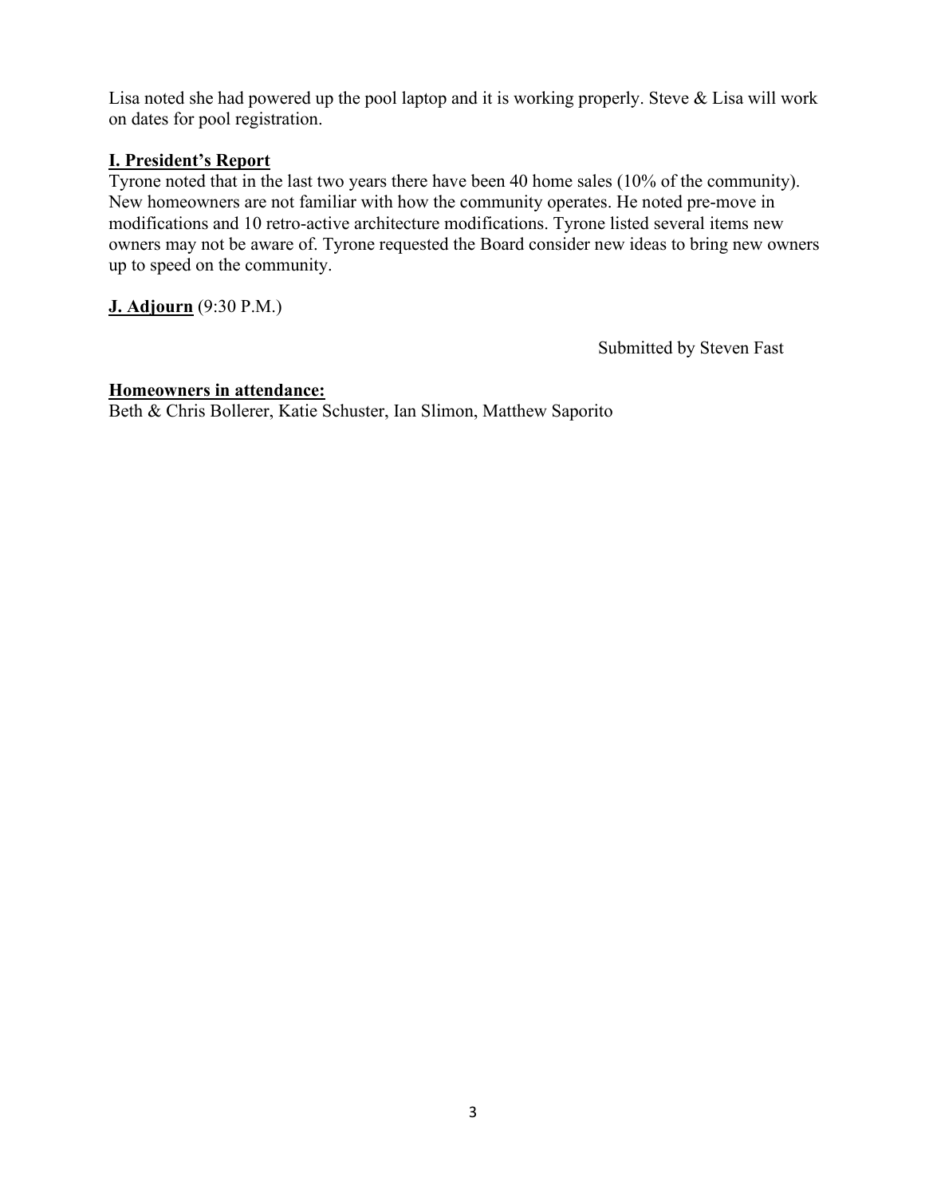Lisa noted she had powered up the pool laptop and it is working properly. Steve & Lisa will work on dates for pool registration.

**I. President's Report**

Tyrone noted that in the last two years there have been 40 home sales (10% of the community). New homeowners are not familiar with how the community operates. He noted pre-move in modifications and 10 retro-active architecture modifications. Tyrone listed several items new owners may not be aware of. Tyrone requested the Board consider new ideas to bring new owners up to speed on the community.

**J. Adjourn** (9:30 P.M.)

Submitted by Steven Fast

**Homeowners in attendance:**

Beth & Chris Bollerer, Katie Schuster, Ian Slimon, Matthew Saporito